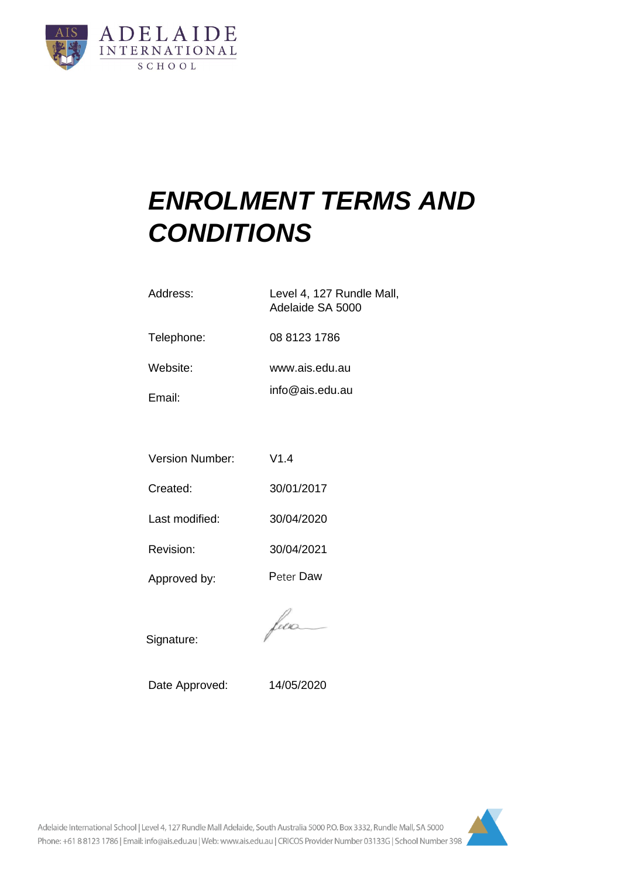ADELAIDE INTERNATIONAL SCHOOL

# *ENROLMENT TERMS AND CONDITIONS*

| | |
|---|---|
| Address: | Level 4, 127 Rundle Mall, Adelaide SA 5000 |
| Telephone: | 08 8123 1786 |
| Website: | www.ais.edu.au |
| Email: | info@ais.edu.au |

| | |
|---|---|
| Version Number: | V1.4 |
| Created: | 30/01/2017 |
| Last modified: | 30/04/2020 |
| Revision: | 30/04/2021 |
| Approved by: | Peter Daw |
| Signature: | |
| Date Approved: | 14/05/2020 |

Adelaide International School | Level 4, 127 Rundle Mall Adelaide, South Australia 5000 P.O. Box 3332, Rundle Mall, SA 5000
Phone: +61 8 8123 1786 | Email: info@ais.edu.au | Web: www.ais.edu.au | CRICOS Provider Number 03133G | School Number 398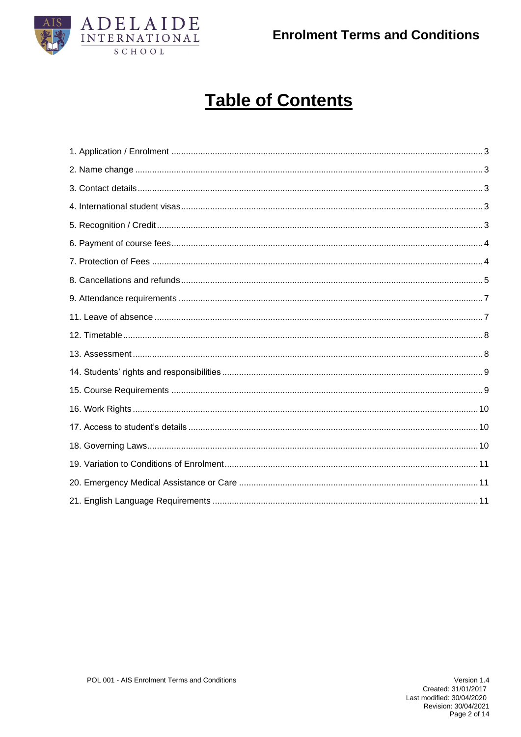# Table of Contents

1. Application / Enrolment ........ 3
2. Name change ........ 3
3. Contact details ........ 3
4. International student visas ........ 3
5. Recognition / Credit ........ 3
6. Payment of course fees ........ 4
7. Protection of Fees ........ 4
8. Cancellations and refunds ........ 5
9. Attendance requirements ........ 7
11. Leave of absence ........ 7
12. Timetable ........ 8
13. Assessment ........ 8
14. Students' rights and responsibilities ........ 9
15. Course Requirements ........ 9
16. Work Rights ........ 10
17. Access to student's details ........ 10
18. Governing Laws ........ 10
19. Variation to Conditions of Enrolment ........ 11
20. Emergency Medical Assistance or Care ........ 11
21. English Language Requirements ........ 11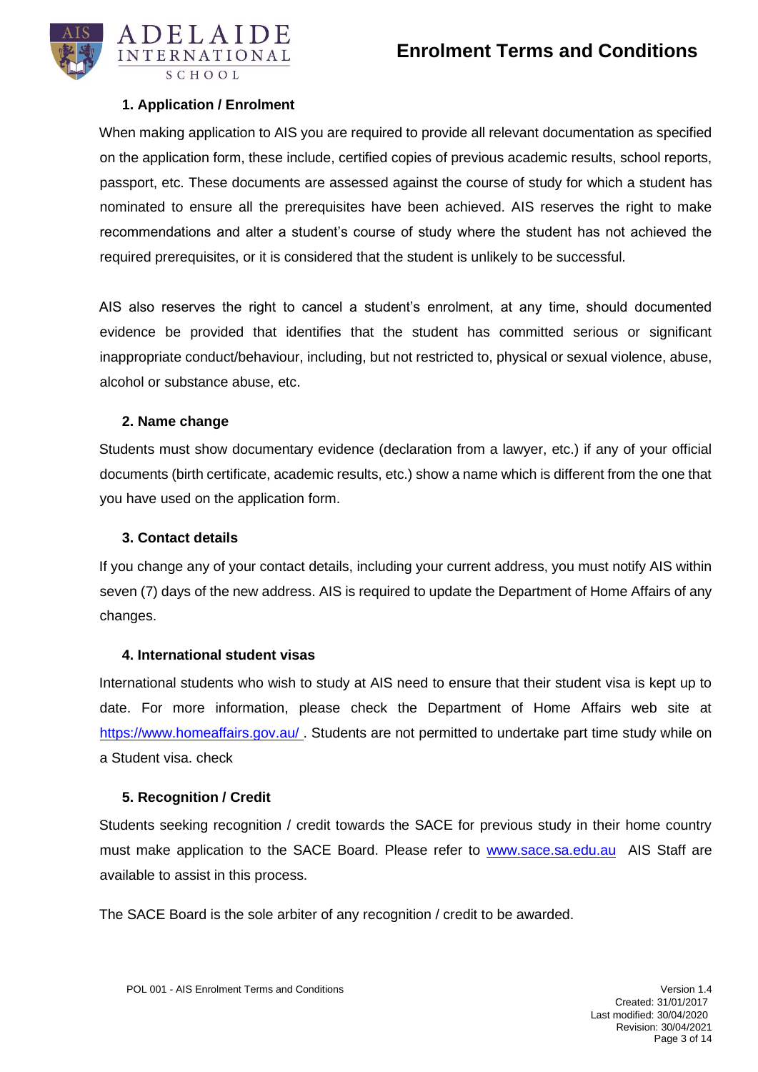### 1. Application / Enrolment

When making application to AIS you are required to provide all relevant documentation as specified on the application form, these include, certified copies of previous academic results, school reports, passport, etc. These documents are assessed against the course of study for which a student has nominated to ensure all the prerequisites have been achieved. AIS reserves the right to make recommendations and alter a student's course of study where the student has not achieved the required prerequisites, or it is considered that the student is unlikely to be successful.

AIS also reserves the right to cancel a student's enrolment, at any time, should documented evidence be provided that identifies that the student has committed serious or significant inappropriate conduct/behaviour, including, but not restricted to, physical or sexual violence, abuse, alcohol or substance abuse, etc.

### 2. Name change

Students must show documentary evidence (declaration from a lawyer, etc.) if any of your official documents (birth certificate, academic results, etc.) show a name which is different from the one that you have used on the application form.

### 3. Contact details

If you change any of your contact details, including your current address, you must notify AIS within seven (7) days of the new address. AIS is required to update the Department of Home Affairs of any changes.

### 4. International student visas

International students who wish to study at AIS need to ensure that their student visa is kept up to date. For more information, please check the Department of Home Affairs web site at https://www.homeaffairs.gov.au/ . Students are not permitted to undertake part time study while on a Student visa. check

### 5. Recognition / Credit

Students seeking recognition / credit towards the SACE for previous study in their home country must make application to the SACE Board. Please refer to www.sace.sa.edu.au AIS Staff are available to assist in this process.

The SACE Board is the sole arbiter of any recognition / credit to be awarded.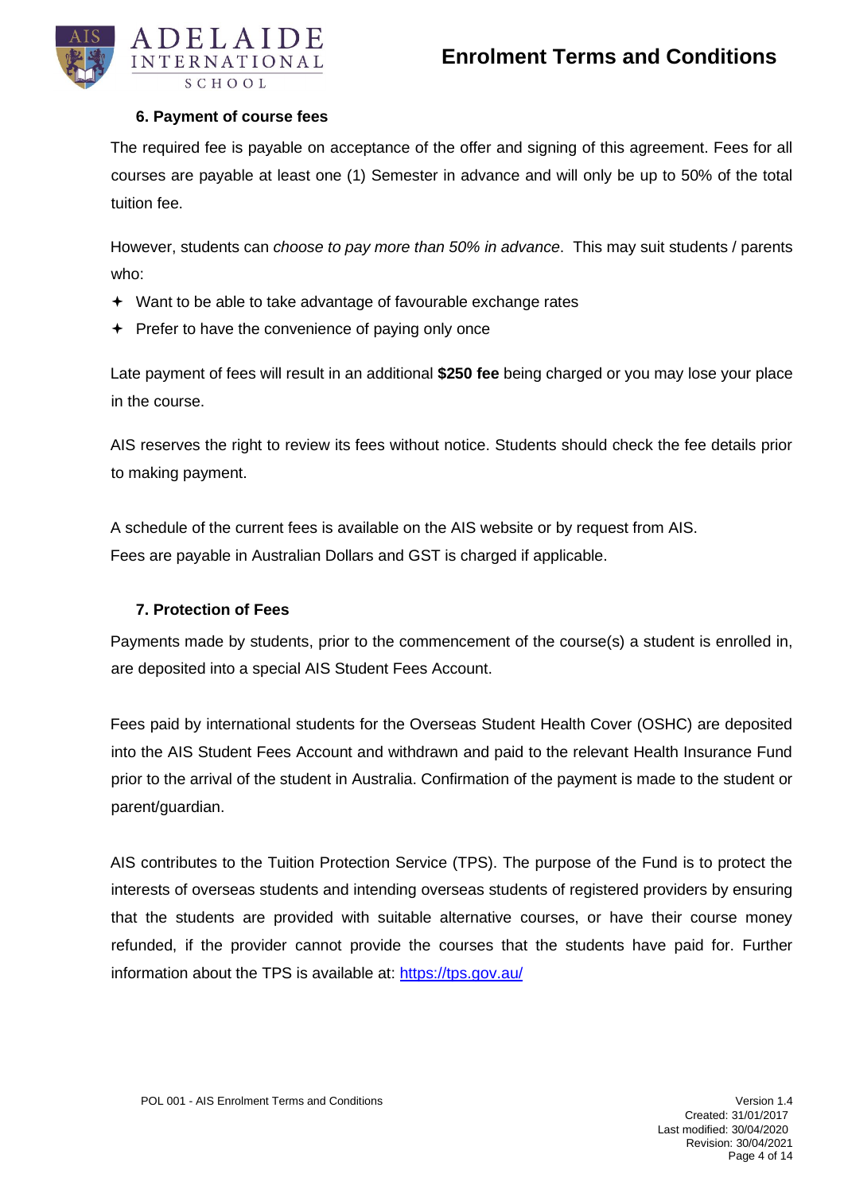### 6. Payment of course fees

The required fee is payable on acceptance of the offer and signing of this agreement. Fees for all courses are payable at least one (1) Semester in advance and will only be up to 50% of the total tuition fee.

However, students can *choose to pay more than 50% in advance*. This may suit students / parents who:

- Want to be able to take advantage of favourable exchange rates
- Prefer to have the convenience of paying only once

Late payment of fees will result in an additional **$250 fee** being charged or you may lose your place in the course.

AIS reserves the right to review its fees without notice. Students should check the fee details prior to making payment.

A schedule of the current fees is available on the AIS website or by request from AIS.
Fees are payable in Australian Dollars and GST is charged if applicable.

### 7. Protection of Fees

Payments made by students, prior to the commencement of the course(s) a student is enrolled in, are deposited into a special AIS Student Fees Account.

Fees paid by international students for the Overseas Student Health Cover (OSHC) are deposited into the AIS Student Fees Account and withdrawn and paid to the relevant Health Insurance Fund prior to the arrival of the student in Australia. Confirmation of the payment is made to the student or parent/guardian.

AIS contributes to the Tuition Protection Service (TPS). The purpose of the Fund is to protect the interests of overseas students and intending overseas students of registered providers by ensuring that the students are provided with suitable alternative courses, or have their course money refunded, if the provider cannot provide the courses that the students have paid for. Further information about the TPS is available at: https://tps.gov.au/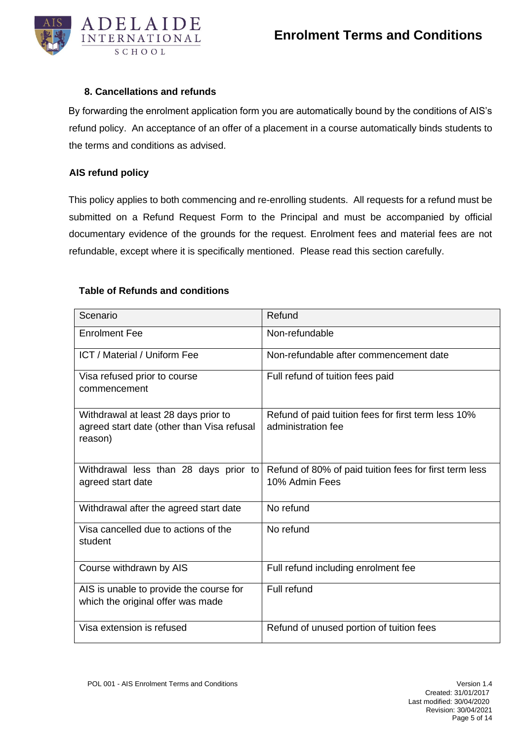### 8. Cancellations and refunds

By forwarding the enrolment application form you are automatically bound by the conditions of AIS's refund policy. An acceptance of an offer of a placement in a course automatically binds students to the terms and conditions as advised.

**AIS refund policy**

This policy applies to both commencing and re-enrolling students. All requests for a refund must be submitted on a Refund Request Form to the Principal and must be accompanied by official documentary evidence of the grounds for the request. Enrolment fees and material fees are not refundable, except where it is specifically mentioned. Please read this section carefully.

**Table of Refunds and conditions**

| Scenario | Refund |
|---|---|
| Enrolment Fee | Non-refundable |
| ICT / Material / Uniform Fee | Non-refundable after commencement date |
| Visa refused prior to course commencement | Full refund of tuition fees paid |
| Withdrawal at least 28 days prior to agreed start date (other than Visa refusal reason) | Refund of paid tuition fees for first term less 10% administration fee |
| Withdrawal less than 28 days prior to agreed start date | Refund of 80% of paid tuition fees for first term less 10% Admin Fees |
| Withdrawal after the agreed start date | No refund |
| Visa cancelled due to actions of the student | No refund |
| Course withdrawn by AIS | Full refund including enrolment fee |
| AIS is unable to provide the course for which the original offer was made | Full refund |
| Visa extension is refused | Refund of unused portion of tuition fees |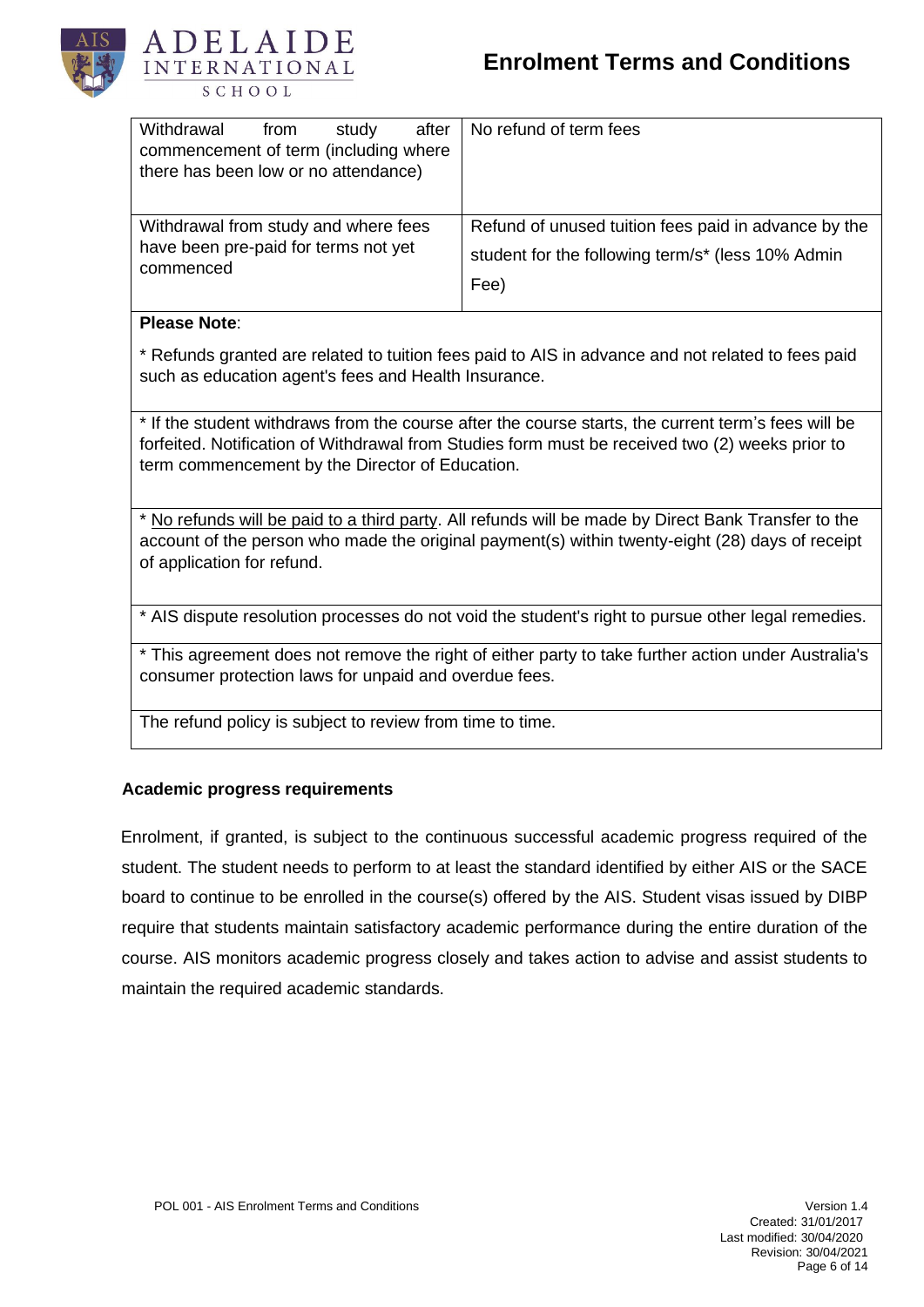| Withdrawal from study after commencement of term (including where there has been low or no attendance) | No refund of term fees |
|---|---|
| Withdrawal from study and where fees have been pre-paid for terms not yet commenced | Refund of unused tuition fees paid in advance by the student for the following term/s* (less 10% Admin Fee) |

**Please Note**:

* Refunds granted are related to tuition fees paid to AIS in advance and not related to fees paid such as education agent's fees and Health Insurance.

* If the student withdraws from the course after the course starts, the current term's fees will be forfeited. Notification of Withdrawal from Studies form must be received two (2) weeks prior to term commencement by the Director of Education.

* No refunds will be paid to a third party. All refunds will be made by Direct Bank Transfer to the account of the person who made the original payment(s) within twenty-eight (28) days of receipt of application for refund.

* AIS dispute resolution processes do not void the student's right to pursue other legal remedies.

* This agreement does not remove the right of either party to take further action under Australia's consumer protection laws for unpaid and overdue fees.

The refund policy is subject to review from time to time.

**Academic progress requirements**

Enrolment, if granted, is subject to the continuous successful academic progress required of the student. The student needs to perform to at least the standard identified by either AIS or the SACE board to continue to be enrolled in the course(s) offered by the AIS. Student visas issued by DIBP require that students maintain satisfactory academic performance during the entire duration of the course. AIS monitors academic progress closely and takes action to advise and assist students to maintain the required academic standards.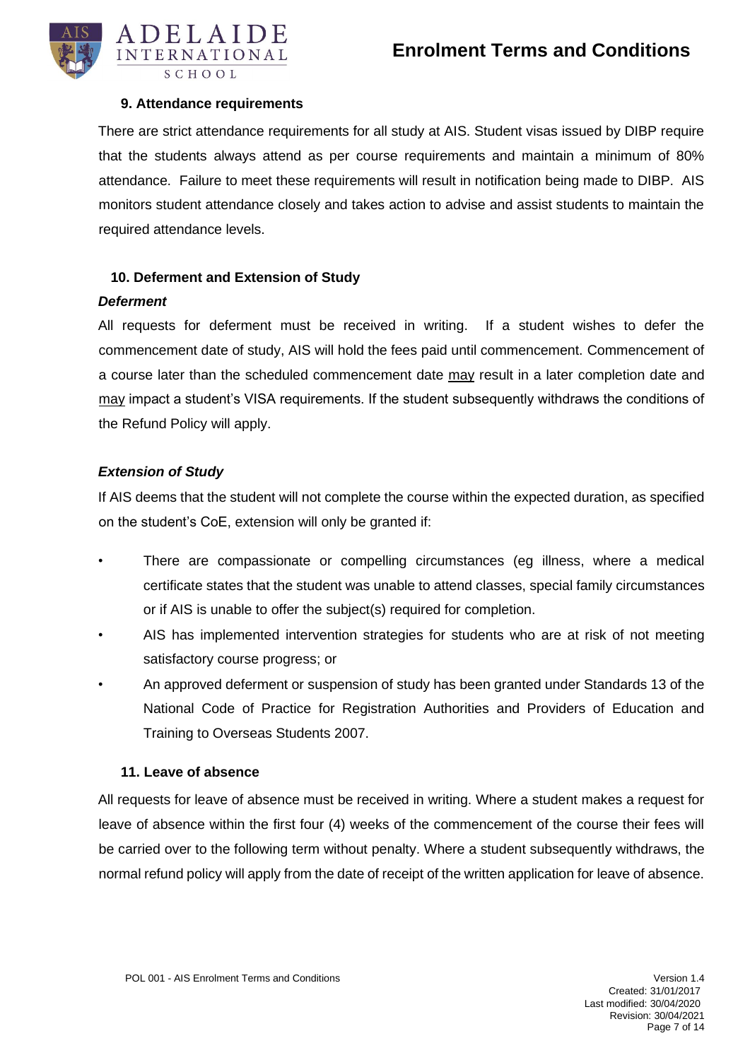### 9. Attendance requirements

There are strict attendance requirements for all study at AIS. Student visas issued by DIBP require that the students always attend as per course requirements and maintain a minimum of 80% attendance. Failure to meet these requirements will result in notification being made to DIBP. AIS monitors student attendance closely and takes action to advise and assist students to maintain the required attendance levels.

### 10. Deferment and Extension of Study

***Deferment***

All requests for deferment must be received in writing. If a student wishes to defer the commencement date of study, AIS will hold the fees paid until commencement. Commencement of a course later than the scheduled commencement date may result in a later completion date and may impact a student's VISA requirements. If the student subsequently withdraws the conditions of the Refund Policy will apply.

***Extension of Study***

If AIS deems that the student will not complete the course within the expected duration, as specified on the student's CoE, extension will only be granted if:

- There are compassionate or compelling circumstances (eg illness, where a medical certificate states that the student was unable to attend classes, special family circumstances or if AIS is unable to offer the subject(s) required for completion.
- AIS has implemented intervention strategies for students who are at risk of not meeting satisfactory course progress; or
- An approved deferment or suspension of study has been granted under Standards 13 of the National Code of Practice for Registration Authorities and Providers of Education and Training to Overseas Students 2007.

### 11. Leave of absence

All requests for leave of absence must be received in writing. Where a student makes a request for leave of absence within the first four (4) weeks of the commencement of the course their fees will be carried over to the following term without penalty. Where a student subsequently withdraws, the normal refund policy will apply from the date of receipt of the written application for leave of absence.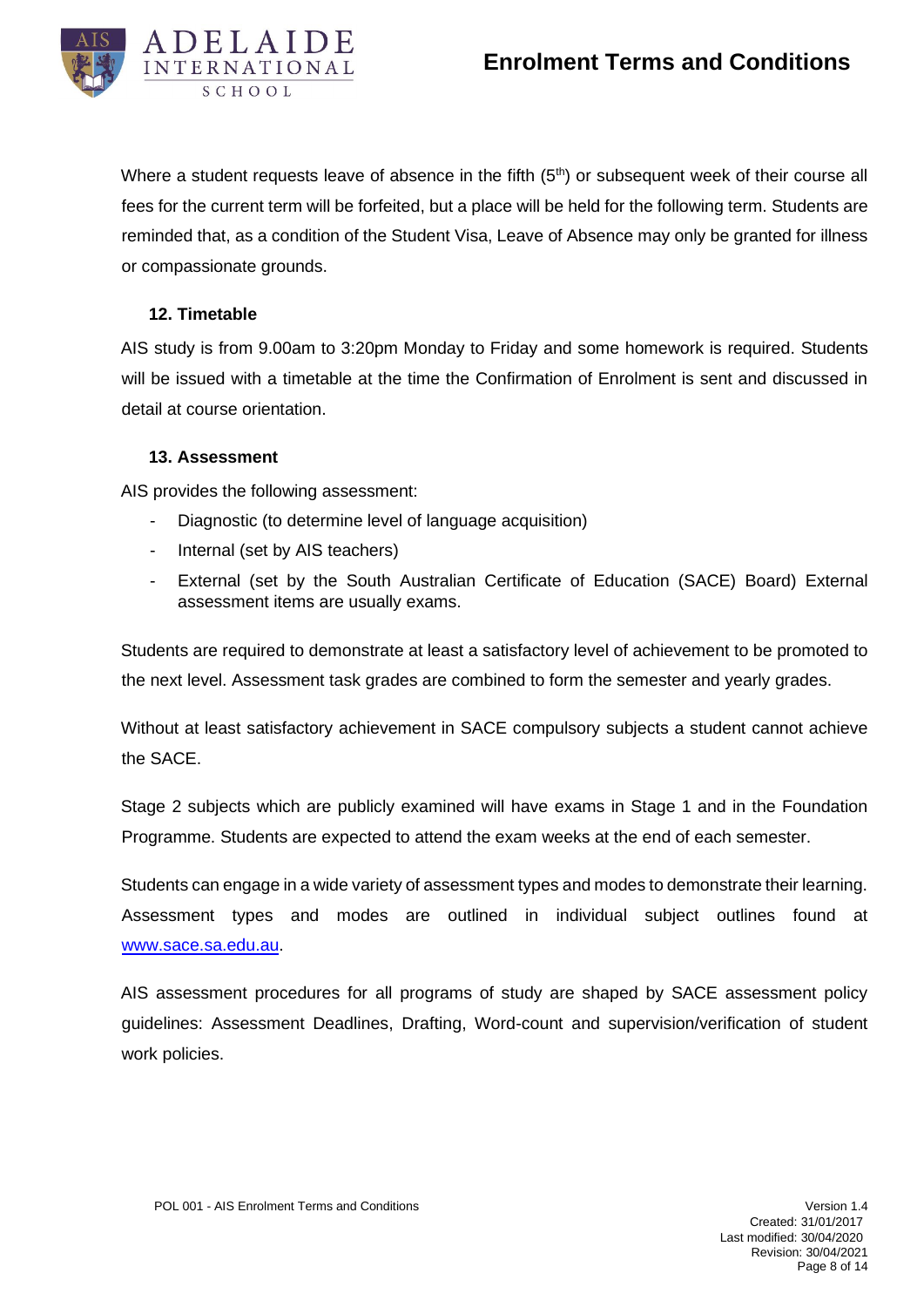Where a student requests leave of absence in the fifth (5th) or subsequent week of their course all fees for the current term will be forfeited, but a place will be held for the following term. Students are reminded that, as a condition of the Student Visa, Leave of Absence may only be granted for illness or compassionate grounds.

### 12. Timetable

AIS study is from 9.00am to 3:20pm Monday to Friday and some homework is required. Students will be issued with a timetable at the time the Confirmation of Enrolment is sent and discussed in detail at course orientation.

### 13. Assessment

AIS provides the following assessment:

- Diagnostic (to determine level of language acquisition)
- Internal (set by AIS teachers)
- External (set by the South Australian Certificate of Education (SACE) Board) External assessment items are usually exams.

Students are required to demonstrate at least a satisfactory level of achievement to be promoted to the next level. Assessment task grades are combined to form the semester and yearly grades.

Without at least satisfactory achievement in SACE compulsory subjects a student cannot achieve the SACE.

Stage 2 subjects which are publicly examined will have exams in Stage 1 and in the Foundation Programme. Students are expected to attend the exam weeks at the end of each semester.

Students can engage in a wide variety of assessment types and modes to demonstrate their learning. Assessment types and modes are outlined in individual subject outlines found at [www.sace.sa.edu.au](www.sace.sa.edu.au).

AIS assessment procedures for all programs of study are shaped by SACE assessment policy guidelines: Assessment Deadlines, Drafting, Word-count and supervision/verification of student work policies.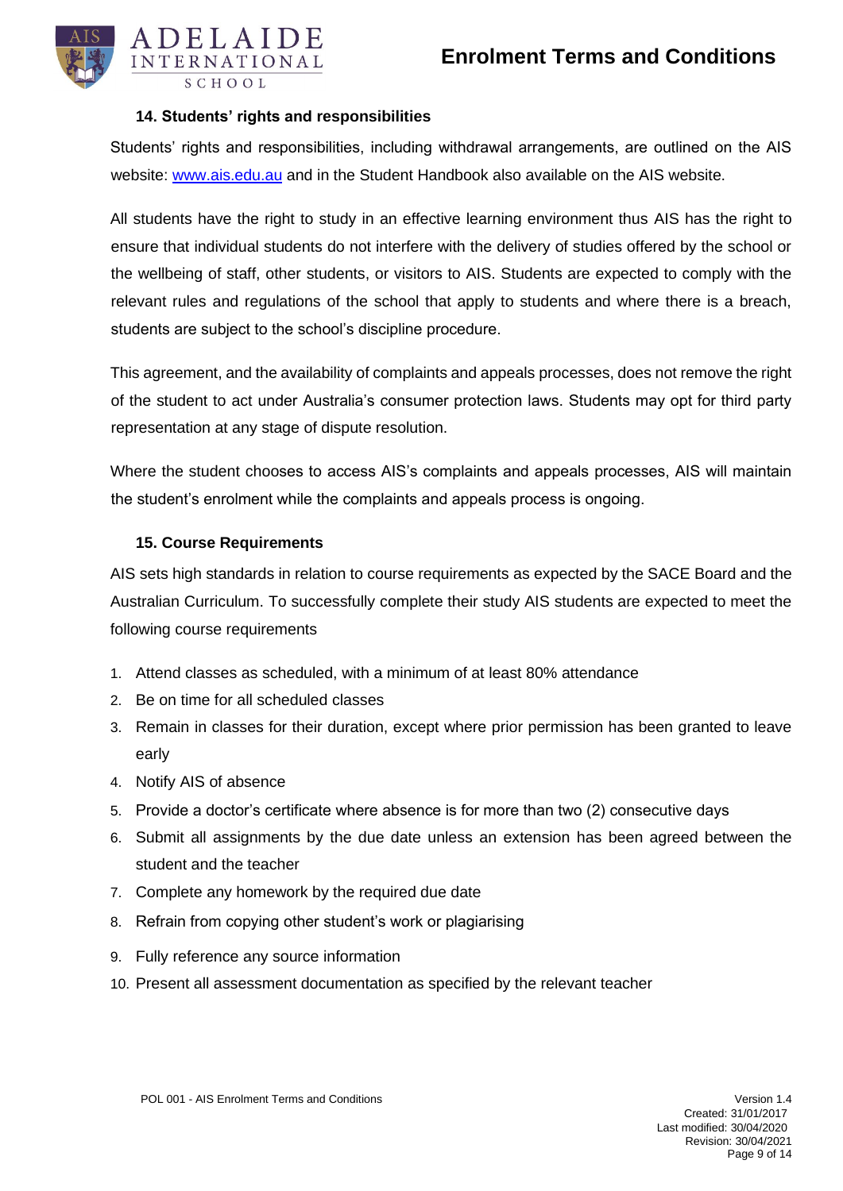### 14. Students' rights and responsibilities

Students' rights and responsibilities, including withdrawal arrangements, are outlined on the AIS website: [www.ais.edu.au](http://www.ais.edu.au) and in the Student Handbook also available on the AIS website.

All students have the right to study in an effective learning environment thus AIS has the right to ensure that individual students do not interfere with the delivery of studies offered by the school or the wellbeing of staff, other students, or visitors to AIS. Students are expected to comply with the relevant rules and regulations of the school that apply to students and where there is a breach, students are subject to the school's discipline procedure.

This agreement, and the availability of complaints and appeals processes, does not remove the right of the student to act under Australia's consumer protection laws. Students may opt for third party representation at any stage of dispute resolution.

Where the student chooses to access AIS's complaints and appeals processes, AIS will maintain the student's enrolment while the complaints and appeals process is ongoing.

### 15. Course Requirements

AIS sets high standards in relation to course requirements as expected by the SACE Board and the Australian Curriculum. To successfully complete their study AIS students are expected to meet the following course requirements

1. Attend classes as scheduled, with a minimum of at least 80% attendance
2. Be on time for all scheduled classes
3. Remain in classes for their duration, except where prior permission has been granted to leave early
4. Notify AIS of absence
5. Provide a doctor's certificate where absence is for more than two (2) consecutive days
6. Submit all assignments by the due date unless an extension has been agreed between the student and the teacher
7. Complete any homework by the required due date
8. Refrain from copying other student's work or plagiarising
9. Fully reference any source information
10. Present all assessment documentation as specified by the relevant teacher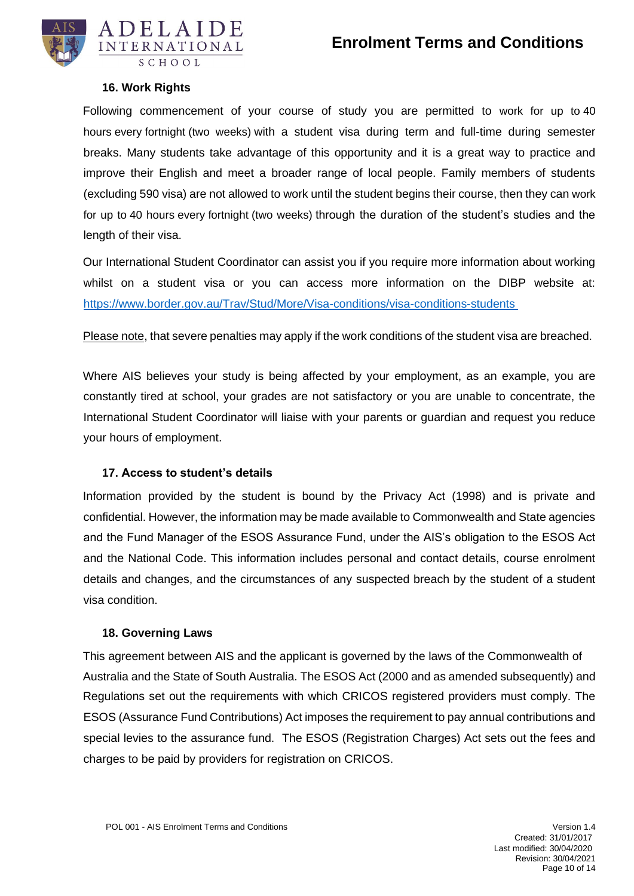### 16. Work Rights

Following commencement of your course of study you are permitted to work for up to 40 hours every fortnight (two weeks) with a student visa during term and full-time during semester breaks. Many students take advantage of this opportunity and it is a great way to practice and improve their English and meet a broader range of local people. Family members of students (excluding 590 visa) are not allowed to work until the student begins their course, then they can work for up to 40 hours every fortnight (two weeks) through the duration of the student's studies and the length of their visa.

Our International Student Coordinator can assist you if you require more information about working whilst on a student visa or you can access more information on the DIBP website at: https://www.border.gov.au/Trav/Stud/More/Visa-conditions/visa-conditions-students

Please note, that severe penalties may apply if the work conditions of the student visa are breached.

Where AIS believes your study is being affected by your employment, as an example, you are constantly tired at school, your grades are not satisfactory or you are unable to concentrate, the International Student Coordinator will liaise with your parents or guardian and request you reduce your hours of employment.

### 17. Access to student's details

Information provided by the student is bound by the Privacy Act (1998) and is private and confidential. However, the information may be made available to Commonwealth and State agencies and the Fund Manager of the ESOS Assurance Fund, under the AIS's obligation to the ESOS Act and the National Code. This information includes personal and contact details, course enrolment details and changes, and the circumstances of any suspected breach by the student of a student visa condition.

### 18. Governing Laws

This agreement between AIS and the applicant is governed by the laws of the Commonwealth of Australia and the State of South Australia. The ESOS Act (2000 and as amended subsequently) and Regulations set out the requirements with which CRICOS registered providers must comply. The ESOS (Assurance Fund Contributions) Act imposes the requirement to pay annual contributions and special levies to the assurance fund. The ESOS (Registration Charges) Act sets out the fees and charges to be paid by providers for registration on CRICOS.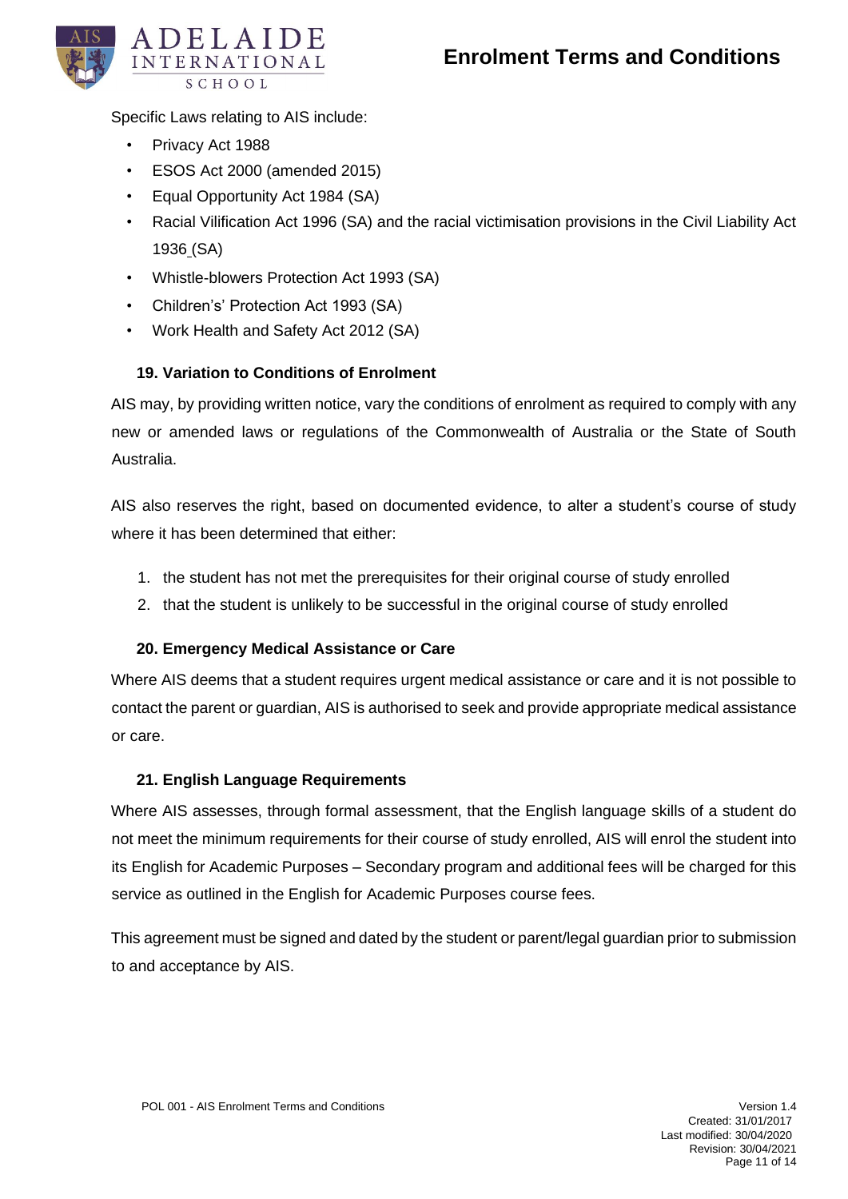Specific Laws relating to AIS include:

- Privacy Act 1988
- ESOS Act 2000 (amended 2015)
- Equal Opportunity Act 1984 (SA)
- Racial Vilification Act 1996 (SA) and the racial victimisation provisions in the Civil Liability Act 1936 (SA)
- Whistle-blowers Protection Act 1993 (SA)
- Children's' Protection Act 1993 (SA)
- Work Health and Safety Act 2012 (SA)

### 19. Variation to Conditions of Enrolment

AIS may, by providing written notice, vary the conditions of enrolment as required to comply with any new or amended laws or regulations of the Commonwealth of Australia or the State of South Australia.

AIS also reserves the right, based on documented evidence, to alter a student's course of study where it has been determined that either:

1. the student has not met the prerequisites for their original course of study enrolled
2. that the student is unlikely to be successful in the original course of study enrolled

### 20. Emergency Medical Assistance or Care

Where AIS deems that a student requires urgent medical assistance or care and it is not possible to contact the parent or guardian, AIS is authorised to seek and provide appropriate medical assistance or care.

### 21. English Language Requirements

Where AIS assesses, through formal assessment, that the English language skills of a student do not meet the minimum requirements for their course of study enrolled, AIS will enrol the student into its English for Academic Purposes – Secondary program and additional fees will be charged for this service as outlined in the English for Academic Purposes course fees.

This agreement must be signed and dated by the student or parent/legal guardian prior to submission to and acceptance by AIS.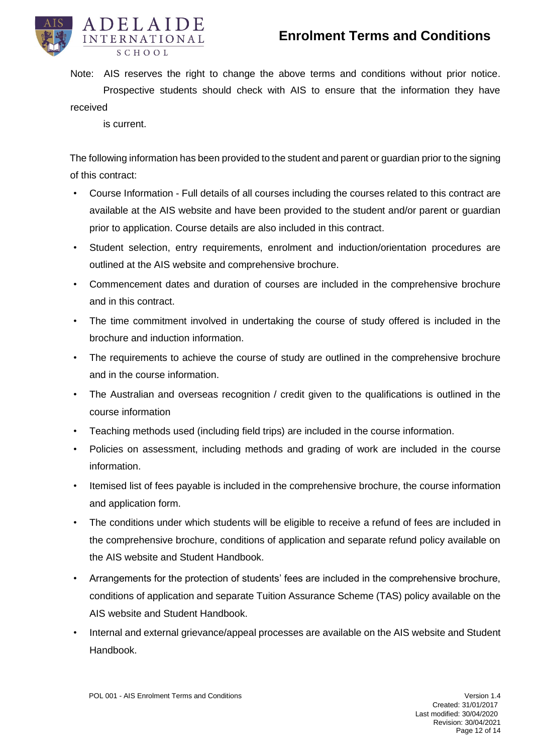Note: AIS reserves the right to change the above terms and conditions without prior notice. Prospective students should check with AIS to ensure that the information they have received is current.

The following information has been provided to the student and parent or guardian prior to the signing of this contract:

- Course Information - Full details of all courses including the courses related to this contract are available at the AIS website and have been provided to the student and/or parent or guardian prior to application. Course details are also included in this contract.
- Student selection, entry requirements, enrolment and induction/orientation procedures are outlined at the AIS website and comprehensive brochure.
- Commencement dates and duration of courses are included in the comprehensive brochure and in this contract.
- The time commitment involved in undertaking the course of study offered is included in the brochure and induction information.
- The requirements to achieve the course of study are outlined in the comprehensive brochure and in the course information.
- The Australian and overseas recognition / credit given to the qualifications is outlined in the course information
- Teaching methods used (including field trips) are included in the course information.
- Policies on assessment, including methods and grading of work are included in the course information.
- Itemised list of fees payable is included in the comprehensive brochure, the course information and application form.
- The conditions under which students will be eligible to receive a refund of fees are included in the comprehensive brochure, conditions of application and separate refund policy available on the AIS website and Student Handbook.
- Arrangements for the protection of students' fees are included in the comprehensive brochure, conditions of application and separate Tuition Assurance Scheme (TAS) policy available on the AIS website and Student Handbook.
- Internal and external grievance/appeal processes are available on the AIS website and Student Handbook.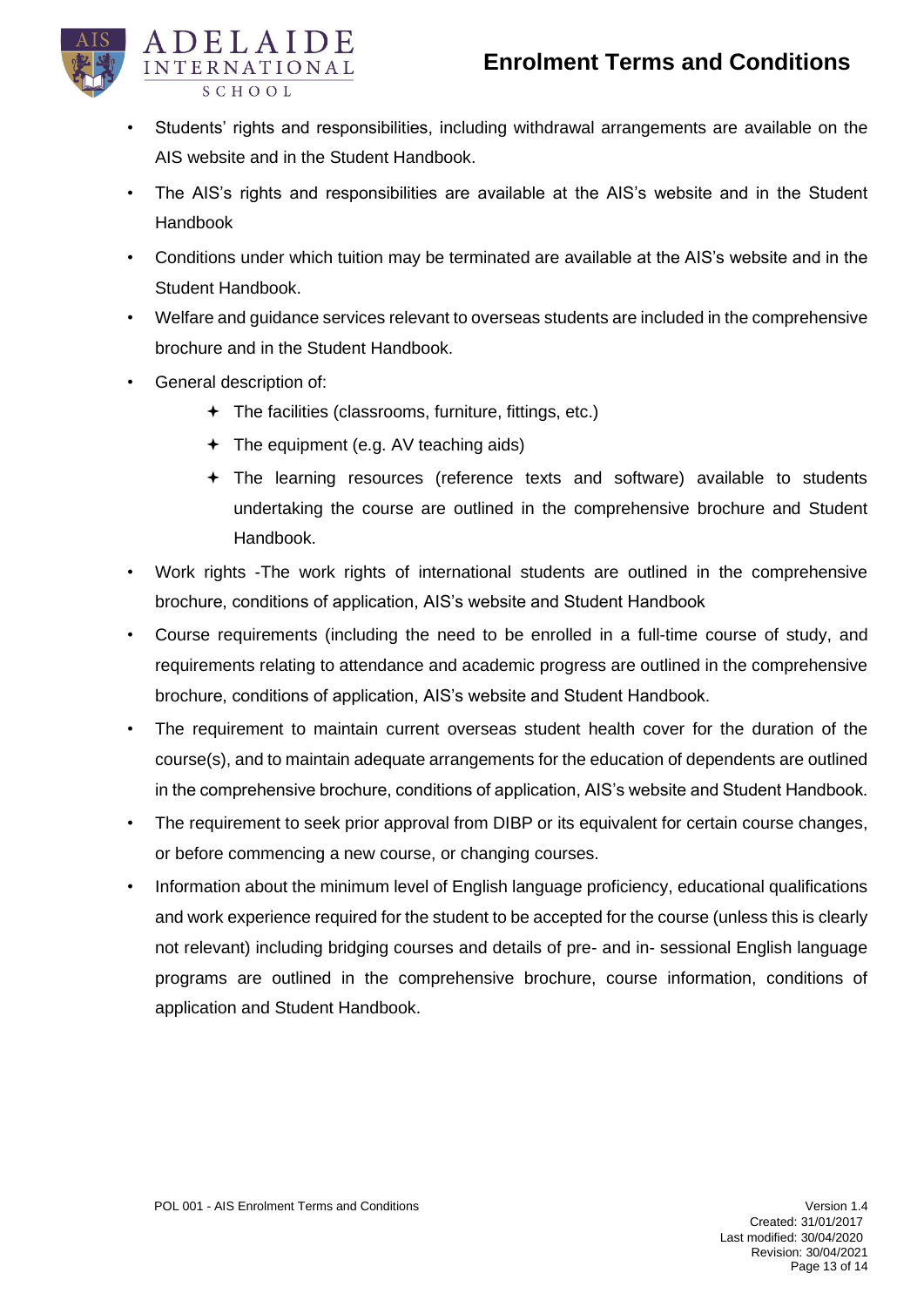- Students' rights and responsibilities, including withdrawal arrangements are available on the AIS website and in the Student Handbook.
- The AIS's rights and responsibilities are available at the AIS's website and in the Student Handbook
- Conditions under which tuition may be terminated are available at the AIS's website and in the Student Handbook.
- Welfare and guidance services relevant to overseas students are included in the comprehensive brochure and in the Student Handbook.
- General description of:
  - The facilities (classrooms, furniture, fittings, etc.)
  - The equipment (e.g. AV teaching aids)
  - The learning resources (reference texts and software) available to students undertaking the course are outlined in the comprehensive brochure and Student Handbook.
- Work rights -The work rights of international students are outlined in the comprehensive brochure, conditions of application, AIS's website and Student Handbook
- Course requirements (including the need to be enrolled in a full-time course of study, and requirements relating to attendance and academic progress are outlined in the comprehensive brochure, conditions of application, AIS's website and Student Handbook.
- The requirement to maintain current overseas student health cover for the duration of the course(s), and to maintain adequate arrangements for the education of dependents are outlined in the comprehensive brochure, conditions of application, AIS's website and Student Handbook.
- The requirement to seek prior approval from DIBP or its equivalent for certain course changes, or before commencing a new course, or changing courses.
- Information about the minimum level of English language proficiency, educational qualifications and work experience required for the student to be accepted for the course (unless this is clearly not relevant) including bridging courses and details of pre- and in- sessional English language programs are outlined in the comprehensive brochure, course information, conditions of application and Student Handbook.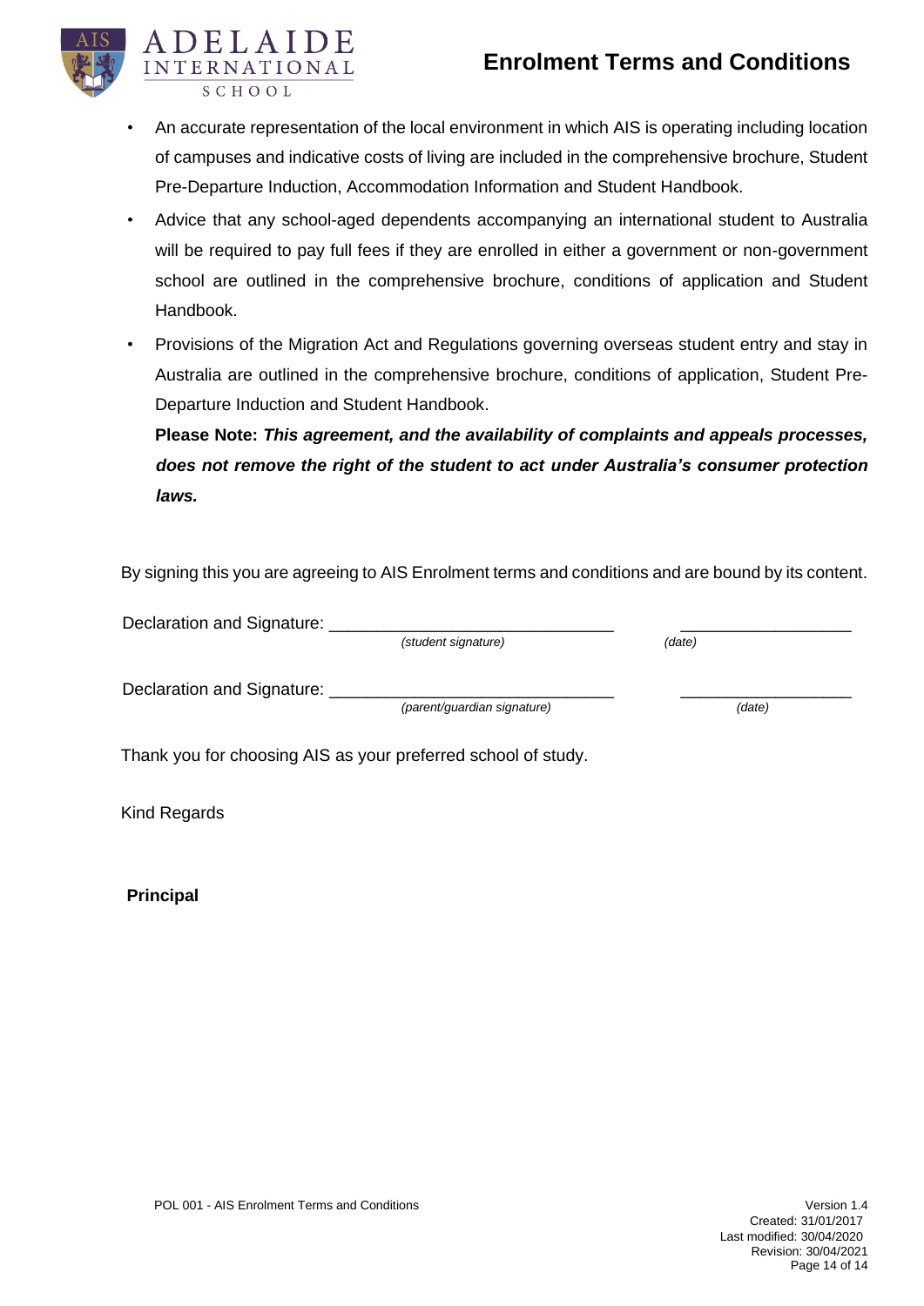- An accurate representation of the local environment in which AIS is operating including location of campuses and indicative costs of living are included in the comprehensive brochure, Student Pre-Departure Induction, Accommodation Information and Student Handbook.
- Advice that any school-aged dependents accompanying an international student to Australia will be required to pay full fees if they are enrolled in either a government or non-government school are outlined in the comprehensive brochure, conditions of application and Student Handbook.
- Provisions of the Migration Act and Regulations governing overseas student entry and stay in Australia are outlined in the comprehensive brochure, conditions of application, Student Pre-Departure Induction and Student Handbook.

  **Please Note:** ***This agreement, and the availability of complaints and appeals processes, does not remove the right of the student to act under Australia's consumer protection laws.***

By signing this you are agreeing to AIS Enrolment terms and conditions and are bound by its content.

Declaration and Signature: ______________________________ __________________
*(student signature)* *(date)*

Declaration and Signature: ______________________________ __________________
*(parent/guardian signature)* *(date)*

Thank you for choosing AIS as your preferred school of study.

Kind Regards

**Principal**

POL 001 - AIS Enrolment Terms and Conditions

Version 1.4
Created: 31/01/2017
Last modified: 30/04/2020
Revision: 30/04/2021